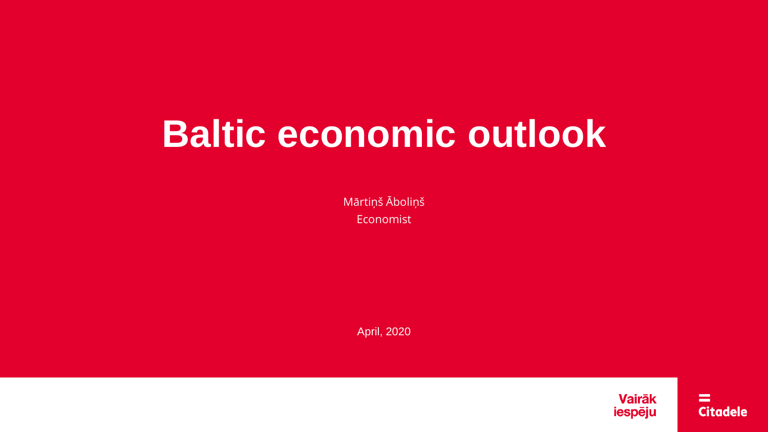# Baltic economic outlook

Mārtiņš Āboliņš
Economist

April, 2020

Vairāk iespēju

Citadele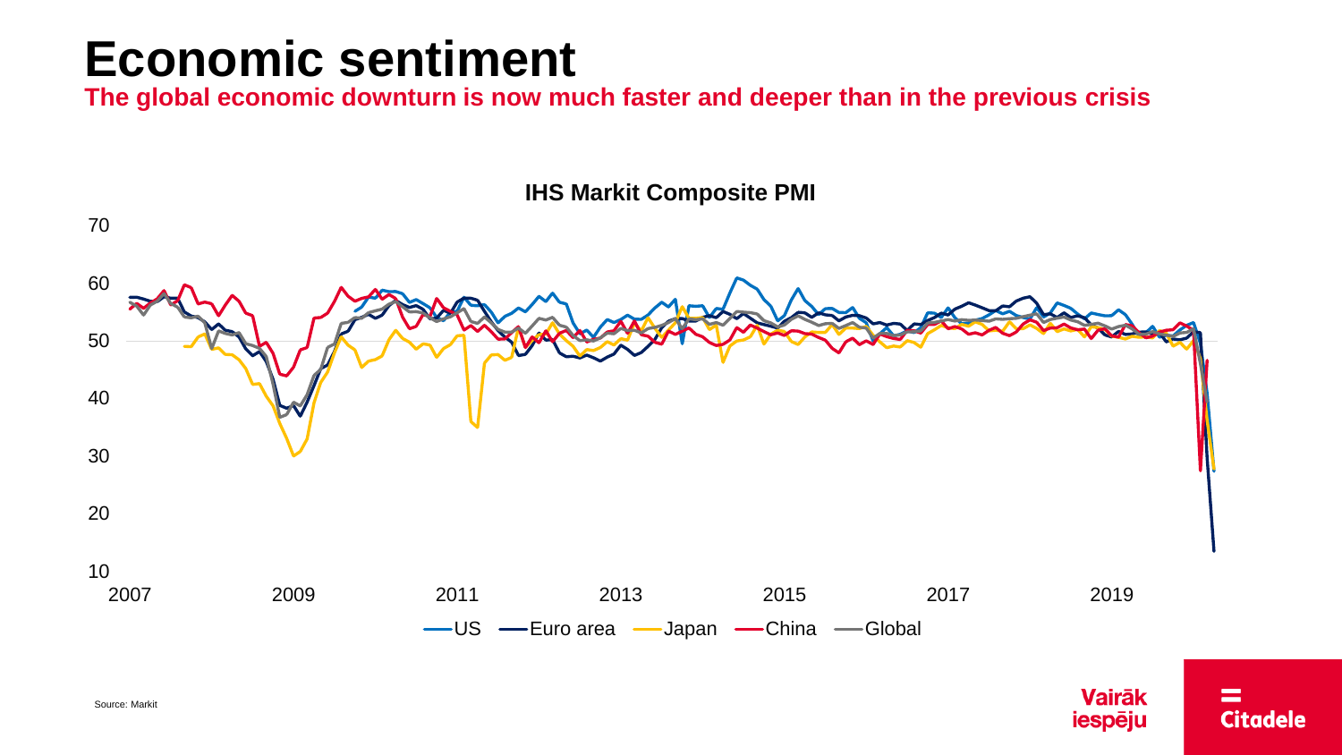# Economic sentiment

**The global economic downturn is now much faster and deeper than in the previous crisis**

IHS Markit Composite PMI

Source: Markit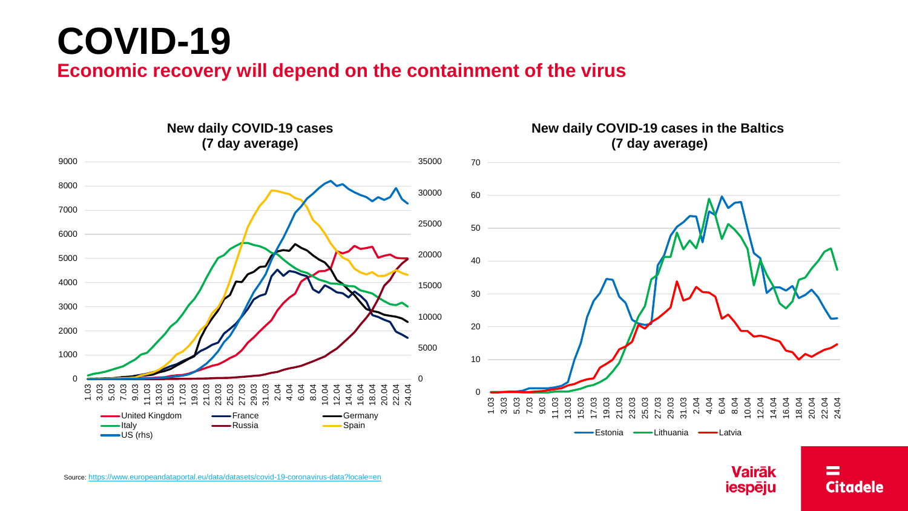# COVID-19

## Economic recovery will depend on the containment of the virus

**New daily COVID-19 cases (7 day average)**

United Kingdom, France, Germany, Italy, Russia, Spain, US (rhs)

**New daily COVID-19 cases in the Baltics (7 day average)**

Estonia, Lithuania, Latvia

Source: https://www.europeandataportal.eu/data/datasets/covid-19-coronavirus-data?locale=en

Vairāk iespēju

Citadele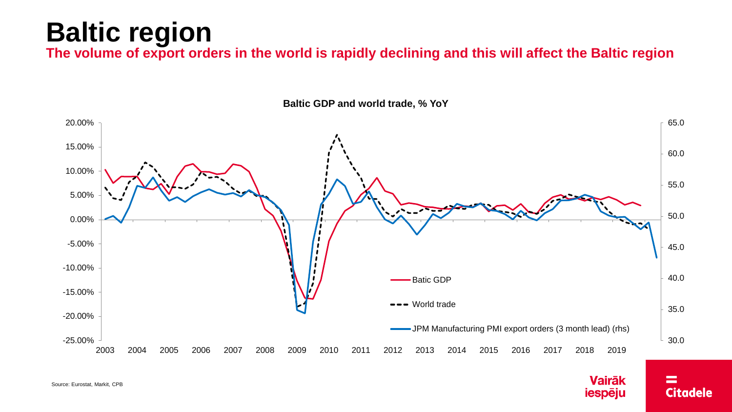# Baltic region

## The volume of export orders in the world is rapidly declining and this will affect the Baltic region

**Baltic GDP and world trade, % YoY**

Batic GDP

World trade

JPM Manufacturing PMI export orders (3 month lead) (rhs)

Source: Eurostat, Markit, CPB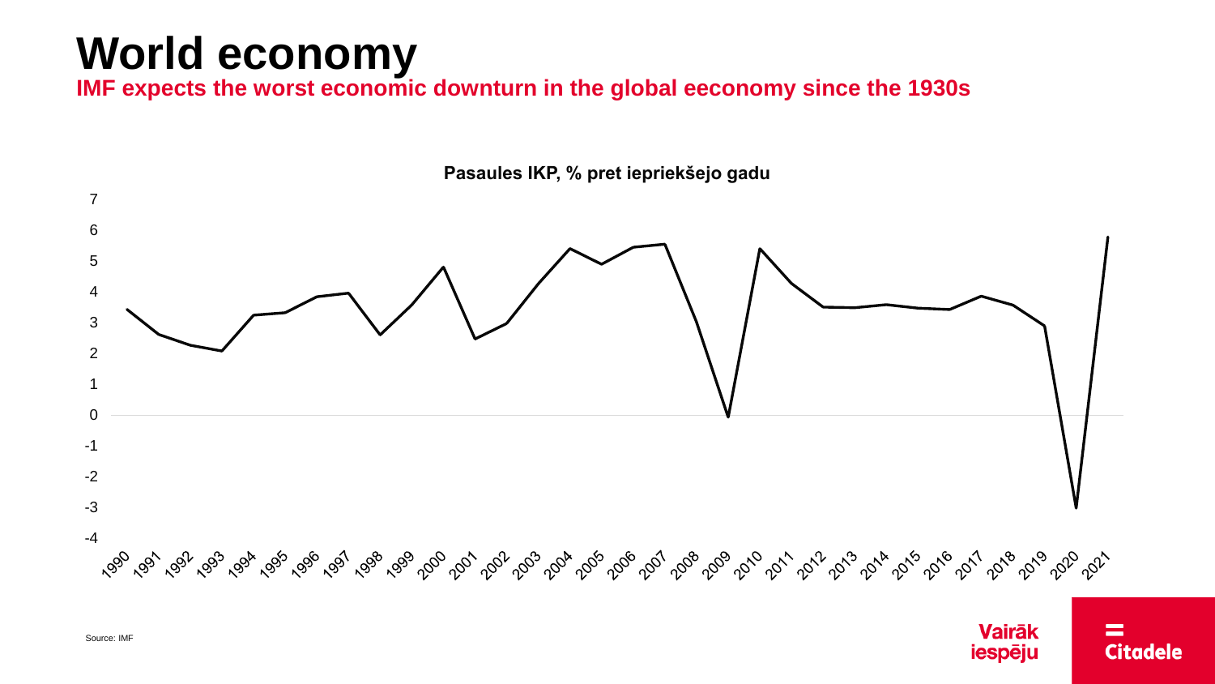# World economy

**IMF expects the worst economic downturn in the global eeconomy since the 1930s**

**Pasaules IKP, % pret iepriekšejo gadu**

Source: IMF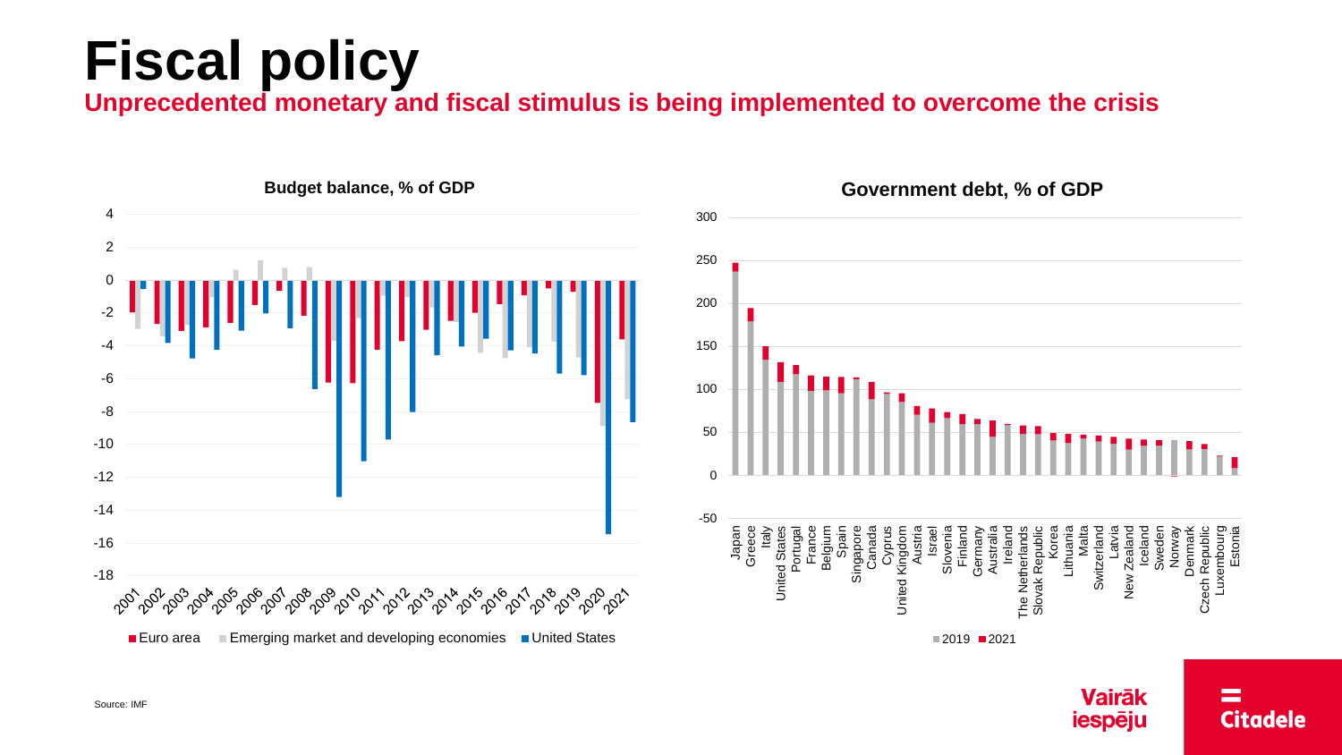# Fiscal policy

**Unprecedented monetary and fiscal stimulus is being implemented to overcome the crisis**

**Budget balance, % of GDP**

Euro area | Emerging market and developing economies | United States

**Government debt, % of GDP**

2019 | 2021

Source: IMF

Vairāk iespēju

Citadele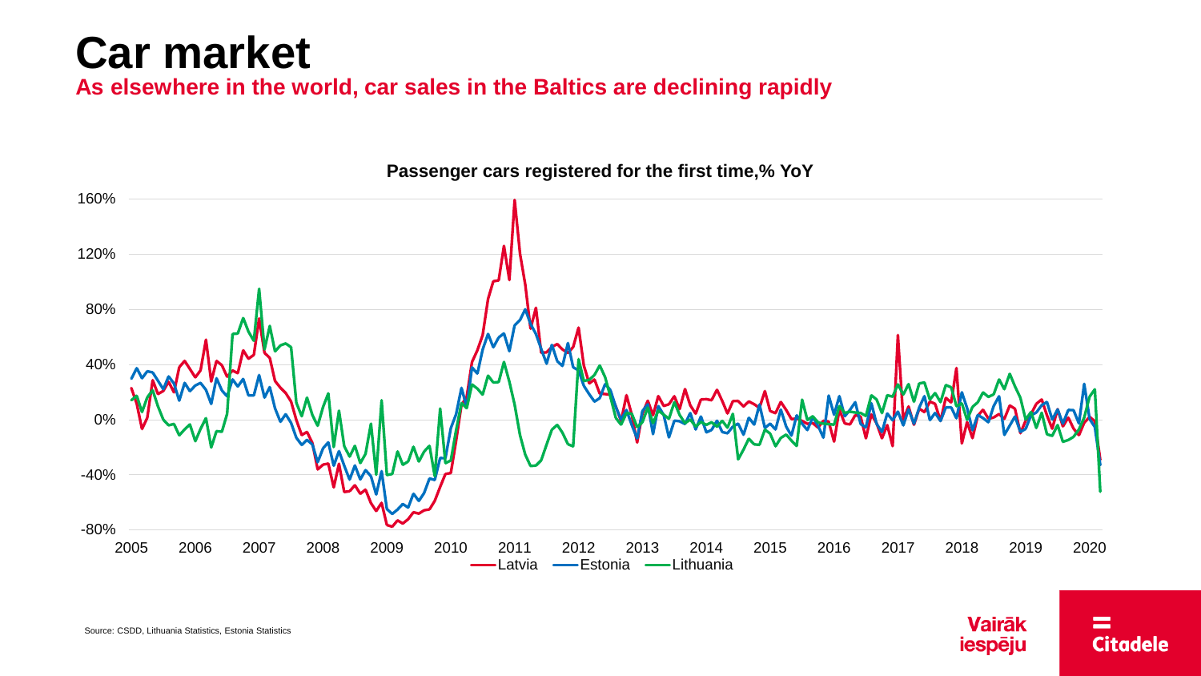# Car market

**As elsewhere in the world, car sales in the Baltics are declining rapidly**

**Passenger cars registered for the first time,% YoY**

Source: CSDD, Lithuania Statistics, Estonia Statistics

Vairāk iespēju

Citadele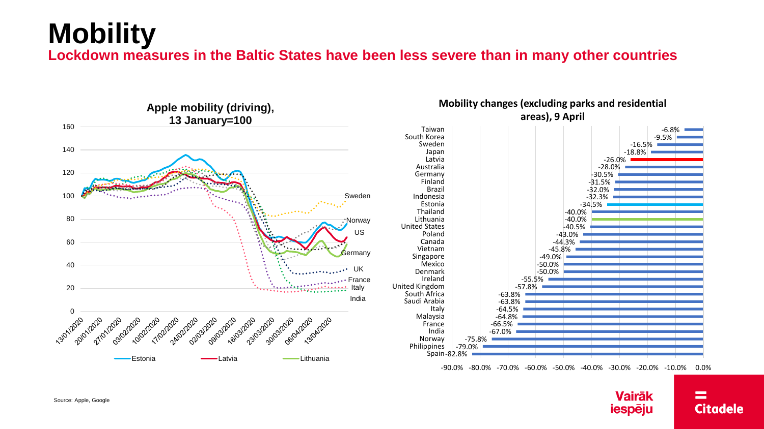# Mobility

## Lockdown measures in the Baltic States have been less severe than in many other countries

**Apple mobility (driving), 13 January=100**

Series: Estonia, Latvia, Lithuania; also Sweden, Norway, US, Germany, UK, France, Italy, India

**Mobility changes (excluding parks and residential areas), 9 April**

| Country | Change |
|---|---|
| Taiwan | -6.8% |
| South Korea | -9.5% |
| Sweden | -16.5% |
| Japan | -18.8% |
| Latvia | -26.0% |
| Australia | -28.0% |
| Germany | -30.5% |
| Finland | -31.5% |
| Brazil | -32.0% |
| Indonesia | -32.3% |
| Estonia | -34.5% |
| Thailand | -40.0% |
| Lithuania | -40.0% |
| United States | -40.5% |
| Poland | -43.0% |
| Canada | -44.3% |
| Vietnam | -45.8% |
| Singapore | -49.0% |
| Mexico | -50.0% |
| Denmark | -50.0% |
| Ireland | -55.5% |
| United Kingdom | -57.8% |
| South Africa | -63.8% |
| Saudi Arabia | -63.8% |
| Italy | -64.5% |
| Malaysia | -64.8% |
| France | -66.5% |
| India | -67.0% |
| Norway | -75.8% |
| Philippines | -79.0% |
| Spain | -82.8% |

Source: Apple, Google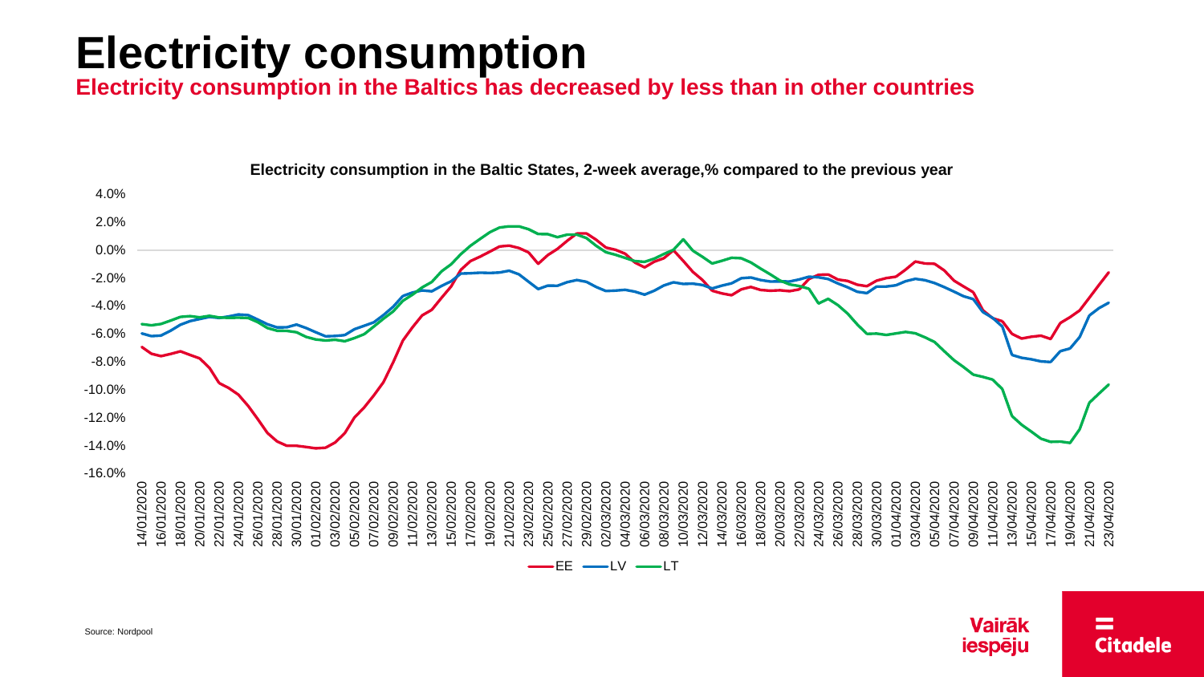# Electricity consumption

## Electricity consumption in the Baltics has decreased by less than in other countries

**Electricity consumption in the Baltic States, 2-week average,% compared to the previous year**

Legend: EE, LV, LT

Source: Nordpool

Vairāk iespēju

Citadele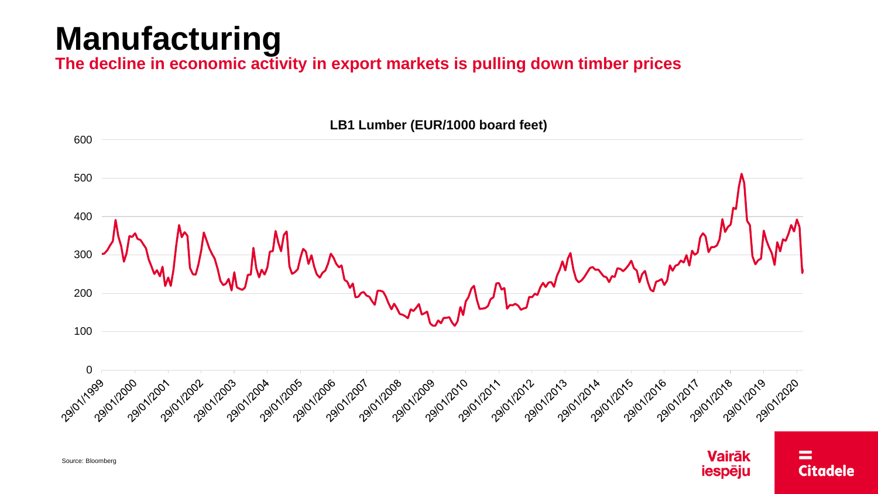# Manufacturing

**The decline in economic activity in export markets is pulling down timber prices**

**LB1 Lumber (EUR/1000 board feet)**

Source: Bloomberg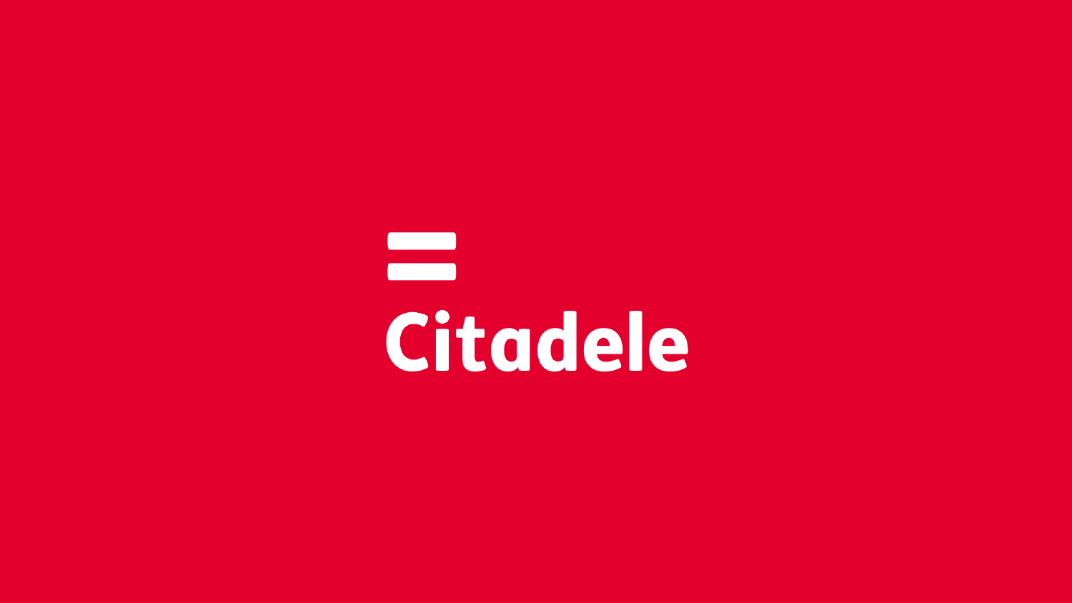Citadele